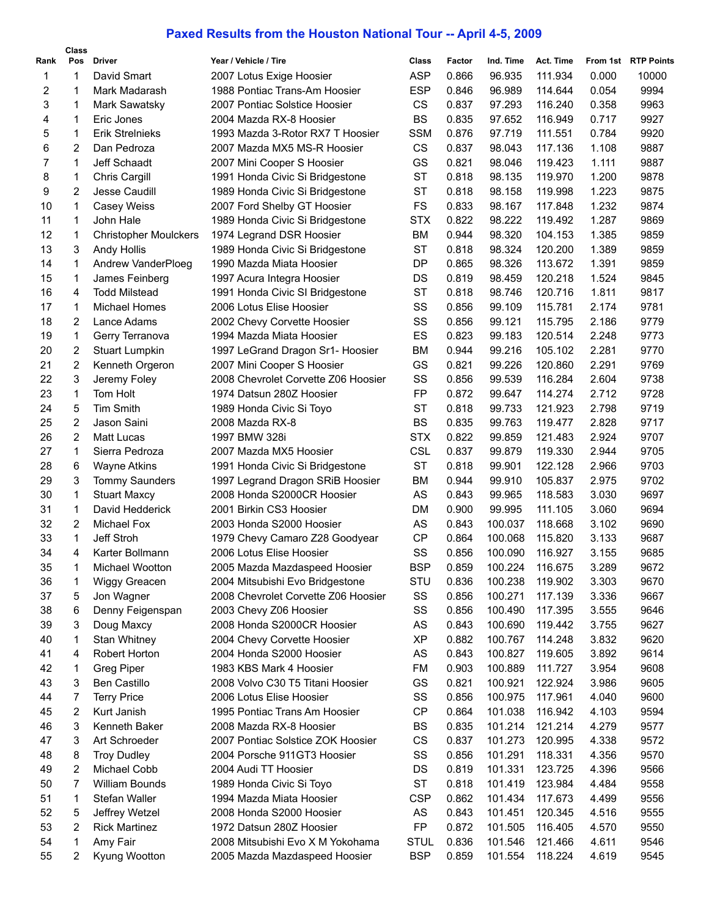# Paxed Results from the Houston National Tour -- April 4-5, 2009

| Rank | Class Pos | Driver | Year / Vehicle / Tire | Class | Factor | Ind. Time | Act. Time | From 1st | RTP Points |
|---|---|---|---|---|---|---|---|---|---|
| 1 | 1 | David Smart | 2007 Lotus Exige Hoosier | ASP | 0.866 | 96.935 | 111.934 | 0.000 | 10000 |
| 2 | 1 | Mark Madarash | 1988 Pontiac Trans-Am Hoosier | ESP | 0.846 | 96.989 | 114.644 | 0.054 | 9994 |
| 3 | 1 | Mark Sawatsky | 2007 Pontiac Solstice Hoosier | CS | 0.837 | 97.293 | 116.240 | 0.358 | 9963 |
| 4 | 1 | Eric Jones | 2004 Mazda RX-8 Hoosier | BS | 0.835 | 97.652 | 116.949 | 0.717 | 9927 |
| 5 | 1 | Erik Strelnieks | 1993 Mazda 3-Rotor RX7 T Hoosier | SSM | 0.876 | 97.719 | 111.551 | 0.784 | 9920 |
| 6 | 2 | Dan Pedroza | 2007 Mazda MX5 MS-R Hoosier | CS | 0.837 | 98.043 | 117.136 | 1.108 | 9887 |
| 7 | 1 | Jeff Schaadt | 2007 Mini Cooper S Hoosier | GS | 0.821 | 98.046 | 119.423 | 1.111 | 9887 |
| 8 | 1 | Chris Cargill | 1991 Honda Civic Si Bridgestone | ST | 0.818 | 98.135 | 119.970 | 1.200 | 9878 |
| 9 | 2 | Jesse Caudill | 1989 Honda Civic Si Bridgestone | ST | 0.818 | 98.158 | 119.998 | 1.223 | 9875 |
| 10 | 1 | Casey Weiss | 2007 Ford Shelby GT Hoosier | FS | 0.833 | 98.167 | 117.848 | 1.232 | 9874 |
| 11 | 1 | John Hale | 1989 Honda Civic Si Bridgestone | STX | 0.822 | 98.222 | 119.492 | 1.287 | 9869 |
| 12 | 1 | Christopher Moulckers | 1974 Legrand DSR Hoosier | BM | 0.944 | 98.320 | 104.153 | 1.385 | 9859 |
| 13 | 3 | Andy Hollis | 1989 Honda Civic Si Bridgestone | ST | 0.818 | 98.324 | 120.200 | 1.389 | 9859 |
| 14 | 1 | Andrew VanderPloeg | 1990 Mazda Miata Hoosier | DP | 0.865 | 98.326 | 113.672 | 1.391 | 9859 |
| 15 | 1 | James Feinberg | 1997 Acura Integra Hoosier | DS | 0.819 | 98.459 | 120.218 | 1.524 | 9845 |
| 16 | 4 | Todd Milstead | 1991 Honda Civic SI Bridgestone | ST | 0.818 | 98.746 | 120.716 | 1.811 | 9817 |
| 17 | 1 | Michael Homes | 2006 Lotus Elise Hoosier | SS | 0.856 | 99.109 | 115.781 | 2.174 | 9781 |
| 18 | 2 | Lance Adams | 2002 Chevy Corvette Hoosier | SS | 0.856 | 99.121 | 115.795 | 2.186 | 9779 |
| 19 | 1 | Gerry Terranova | 1994 Mazda Miata Hoosier | ES | 0.823 | 99.183 | 120.514 | 2.248 | 9773 |
| 20 | 2 | Stuart Lumpkin | 1997 LeGrand Dragon Sr1- Hoosier | BM | 0.944 | 99.216 | 105.102 | 2.281 | 9770 |
| 21 | 2 | Kenneth Orgeron | 2007 Mini Cooper S Hoosier | GS | 0.821 | 99.226 | 120.860 | 2.291 | 9769 |
| 22 | 3 | Jeremy Foley | 2008 Chevrolet Corvette Z06 Hoosier | SS | 0.856 | 99.539 | 116.284 | 2.604 | 9738 |
| 23 | 1 | Tom Holt | 1974 Datsun 280Z Hoosier | FP | 0.872 | 99.647 | 114.274 | 2.712 | 9728 |
| 24 | 5 | Tim Smith | 1989 Honda Civic Si Toyo | ST | 0.818 | 99.733 | 121.923 | 2.798 | 9719 |
| 25 | 2 | Jason Saini | 2008 Mazda RX-8 | BS | 0.835 | 99.763 | 119.477 | 2.828 | 9717 |
| 26 | 2 | Matt Lucas | 1997 BMW 328i | STX | 0.822 | 99.859 | 121.483 | 2.924 | 9707 |
| 27 | 1 | Sierra Pedroza | 2007 Mazda MX5 Hoosier | CSL | 0.837 | 99.879 | 119.330 | 2.944 | 9705 |
| 28 | 6 | Wayne Atkins | 1991 Honda Civic Si Bridgestone | ST | 0.818 | 99.901 | 122.128 | 2.966 | 9703 |
| 29 | 3 | Tommy Saunders | 1997 Legrand Dragon SRiB Hoosier | BM | 0.944 | 99.910 | 105.837 | 2.975 | 9702 |
| 30 | 1 | Stuart Maxcy | 2008 Honda S2000CR Hoosier | AS | 0.843 | 99.965 | 118.583 | 3.030 | 9697 |
| 31 | 1 | David Hedderick | 2001 Birkin CS3 Hoosier | DM | 0.900 | 99.995 | 111.105 | 3.060 | 9694 |
| 32 | 2 | Michael Fox | 2003 Honda S2000 Hoosier | AS | 0.843 | 100.037 | 118.668 | 3.102 | 9690 |
| 33 | 1 | Jeff Stroh | 1979 Chevy Camaro Z28 Goodyear | CP | 0.864 | 100.068 | 115.820 | 3.133 | 9687 |
| 34 | 4 | Karter Bollmann | 2006 Lotus Elise Hoosier | SS | 0.856 | 100.090 | 116.927 | 3.155 | 9685 |
| 35 | 1 | Michael Wootton | 2005 Mazda Mazdaspeed Hoosier | BSP | 0.859 | 100.224 | 116.675 | 3.289 | 9672 |
| 36 | 1 | Wiggy Greacen | 2004 Mitsubishi Evo Bridgestone | STU | 0.836 | 100.238 | 119.902 | 3.303 | 9670 |
| 37 | 5 | Jon Wagner | 2008 Chevrolet Corvette Z06 Hoosier | SS | 0.856 | 100.271 | 117.139 | 3.336 | 9667 |
| 38 | 6 | Denny Feigenspan | 2003 Chevy Z06 Hoosier | SS | 0.856 | 100.490 | 117.395 | 3.555 | 9646 |
| 39 | 3 | Doug Maxcy | 2008 Honda S2000CR Hoosier | AS | 0.843 | 100.690 | 119.442 | 3.755 | 9627 |
| 40 | 1 | Stan Whitney | 2004 Chevy Corvette Hoosier | XP | 0.882 | 100.767 | 114.248 | 3.832 | 9620 |
| 41 | 4 | Robert Horton | 2004 Honda S2000 Hoosier | AS | 0.843 | 100.827 | 119.605 | 3.892 | 9614 |
| 42 | 1 | Greg Piper | 1983 KBS Mark 4 Hoosier | FM | 0.903 | 100.889 | 111.727 | 3.954 | 9608 |
| 43 | 3 | Ben Castillo | 2008 Volvo C30 T5 Titani Hoosier | GS | 0.821 | 100.921 | 122.924 | 3.986 | 9605 |
| 44 | 7 | Terry Price | 2006 Lotus Elise Hoosier | SS | 0.856 | 100.975 | 117.961 | 4.040 | 9600 |
| 45 | 2 | Kurt Janish | 1995 Pontiac Trans Am Hoosier | CP | 0.864 | 101.038 | 116.942 | 4.103 | 9594 |
| 46 | 3 | Kenneth Baker | 2008 Mazda RX-8 Hoosier | BS | 0.835 | 101.214 | 121.214 | 4.279 | 9577 |
| 47 | 3 | Art Schroeder | 2007 Pontiac Solstice ZOK Hoosier | CS | 0.837 | 101.273 | 120.995 | 4.338 | 9572 |
| 48 | 8 | Troy Dudley | 2004 Porsche 911GT3 Hoosier | SS | 0.856 | 101.291 | 118.331 | 4.356 | 9570 |
| 49 | 2 | Michael Cobb | 2004 Audi TT Hoosier | DS | 0.819 | 101.331 | 123.725 | 4.396 | 9566 |
| 50 | 7 | William Bounds | 1989 Honda Civic Si Toyo | ST | 0.818 | 101.419 | 123.984 | 4.484 | 9558 |
| 51 | 1 | Stefan Waller | 1994 Mazda Miata Hoosier | CSP | 0.862 | 101.434 | 117.673 | 4.499 | 9556 |
| 52 | 5 | Jeffrey Wetzel | 2008 Honda S2000 Hoosier | AS | 0.843 | 101.451 | 120.345 | 4.516 | 9555 |
| 53 | 2 | Rick Martinez | 1972 Datsun 280Z Hoosier | FP | 0.872 | 101.505 | 116.405 | 4.570 | 9550 |
| 54 | 1 | Amy Fair | 2008 Mitsubishi Evo X M Yokohama | STUL | 0.836 | 101.546 | 121.466 | 4.611 | 9546 |
| 55 | 2 | Kyung Wootton | 2005 Mazda Mazdaspeed Hoosier | BSP | 0.859 | 101.554 | 118.224 | 4.619 | 9545 |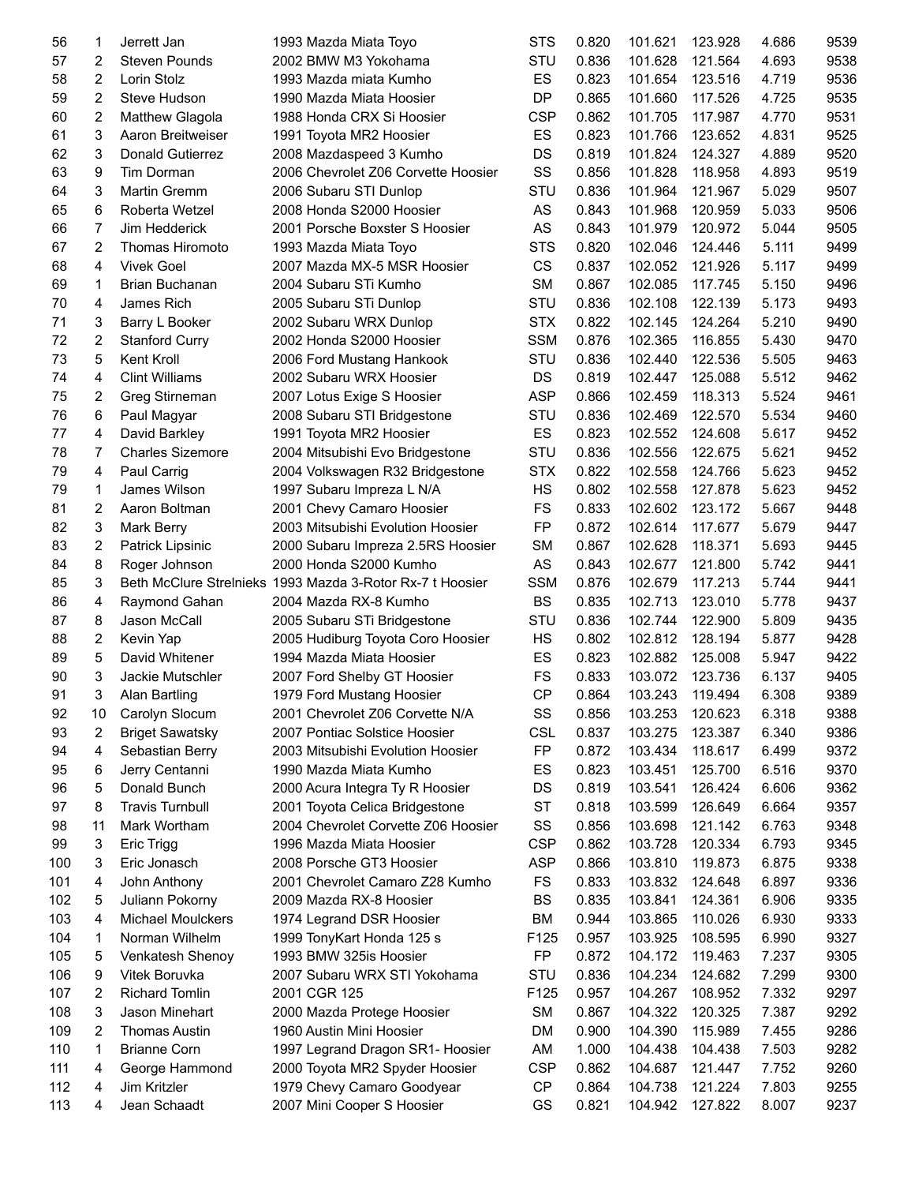| | | | | | | | | | |
|---|---|---|---|---|---|---|---|---|---|
| 56 | 1 | Jerrett Jan | 1993 Mazda Miata Toyo | STS | 0.820 | 101.621 | 123.928 | 4.686 | 9539 |
| 57 | 2 | Steven Pounds | 2002 BMW M3 Yokohama | STU | 0.836 | 101.628 | 121.564 | 4.693 | 9538 |
| 58 | 2 | Lorin Stolz | 1993 Mazda miata Kumho | ES | 0.823 | 101.654 | 123.516 | 4.719 | 9536 |
| 59 | 2 | Steve Hudson | 1990 Mazda Miata Hoosier | DP | 0.865 | 101.660 | 117.526 | 4.725 | 9535 |
| 60 | 2 | Matthew Glagola | 1988 Honda CRX Si Hoosier | CSP | 0.862 | 101.705 | 117.987 | 4.770 | 9531 |
| 61 | 3 | Aaron Breitweiser | 1991 Toyota MR2 Hoosier | ES | 0.823 | 101.766 | 123.652 | 4.831 | 9525 |
| 62 | 3 | Donald Gutierrez | 2008 Mazdaspeed 3 Kumho | DS | 0.819 | 101.824 | 124.327 | 4.889 | 9520 |
| 63 | 9 | Tim Dorman | 2006 Chevrolet Z06 Corvette Hoosier | SS | 0.856 | 101.828 | 118.958 | 4.893 | 9519 |
| 64 | 3 | Martin Gremm | 2006 Subaru STI Dunlop | STU | 0.836 | 101.964 | 121.967 | 5.029 | 9507 |
| 65 | 6 | Roberta Wetzel | 2008 Honda S2000 Hoosier | AS | 0.843 | 101.968 | 120.959 | 5.033 | 9506 |
| 66 | 7 | Jim Hedderick | 2001 Porsche Boxster S Hoosier | AS | 0.843 | 101.979 | 120.972 | 5.044 | 9505 |
| 67 | 2 | Thomas Hiromoto | 1993 Mazda Miata Toyo | STS | 0.820 | 102.046 | 124.446 | 5.111 | 9499 |
| 68 | 4 | Vivek Goel | 2007 Mazda MX-5 MSR Hoosier | CS | 0.837 | 102.052 | 121.926 | 5.117 | 9499 |
| 69 | 1 | Brian Buchanan | 2004 Subaru STi Kumho | SM | 0.867 | 102.085 | 117.745 | 5.150 | 9496 |
| 70 | 4 | James Rich | 2005 Subaru STi Dunlop | STU | 0.836 | 102.108 | 122.139 | 5.173 | 9493 |
| 71 | 3 | Barry L Booker | 2002 Subaru WRX Dunlop | STX | 0.822 | 102.145 | 124.264 | 5.210 | 9490 |
| 72 | 2 | Stanford Curry | 2002 Honda S2000 Hoosier | SSM | 0.876 | 102.365 | 116.855 | 5.430 | 9470 |
| 73 | 5 | Kent Kroll | 2006 Ford Mustang Hankook | STU | 0.836 | 102.440 | 122.536 | 5.505 | 9463 |
| 74 | 4 | Clint Williams | 2002 Subaru WRX Hoosier | DS | 0.819 | 102.447 | 125.088 | 5.512 | 9462 |
| 75 | 2 | Greg Stirneman | 2007 Lotus Exige S Hoosier | ASP | 0.866 | 102.459 | 118.313 | 5.524 | 9461 |
| 76 | 6 | Paul Magyar | 2008 Subaru STI Bridgestone | STU | 0.836 | 102.469 | 122.570 | 5.534 | 9460 |
| 77 | 4 | David Barkley | 1991 Toyota MR2 Hoosier | ES | 0.823 | 102.552 | 124.608 | 5.617 | 9452 |
| 78 | 7 | Charles Sizemore | 2004 Mitsubishi Evo Bridgestone | STU | 0.836 | 102.556 | 122.675 | 5.621 | 9452 |
| 79 | 4 | Paul Carrig | 2004 Volkswagen R32 Bridgestone | STX | 0.822 | 102.558 | 124.766 | 5.623 | 9452 |
| 79 | 1 | James Wilson | 1997 Subaru Impreza L N/A | HS | 0.802 | 102.558 | 127.878 | 5.623 | 9452 |
| 81 | 2 | Aaron Boltman | 2001 Chevy Camaro Hoosier | FS | 0.833 | 102.602 | 123.172 | 5.667 | 9448 |
| 82 | 3 | Mark Berry | 2003 Mitsubishi Evolution Hoosier | FP | 0.872 | 102.614 | 117.677 | 5.679 | 9447 |
| 83 | 2 | Patrick Lipsinic | 2000 Subaru Impreza 2.5RS Hoosier | SM | 0.867 | 102.628 | 118.371 | 5.693 | 9445 |
| 84 | 8 | Roger Johnson | 2000 Honda S2000 Kumho | AS | 0.843 | 102.677 | 121.800 | 5.742 | 9441 |
| 85 | 3 | Beth McClure Strelnieks | 1993 Mazda 3-Rotor Rx-7 t Hoosier | SSM | 0.876 | 102.679 | 117.213 | 5.744 | 9441 |
| 86 | 4 | Raymond Gahan | 2004 Mazda RX-8 Kumho | BS | 0.835 | 102.713 | 123.010 | 5.778 | 9437 |
| 87 | 8 | Jason McCall | 2005 Subaru STi Bridgestone | STU | 0.836 | 102.744 | 122.900 | 5.809 | 9435 |
| 88 | 2 | Kevin Yap | 2005 Hudiburg Toyota Coro Hoosier | HS | 0.802 | 102.812 | 128.194 | 5.877 | 9428 |
| 89 | 5 | David Whitener | 1994 Mazda Miata Hoosier | ES | 0.823 | 102.882 | 125.008 | 5.947 | 9422 |
| 90 | 3 | Jackie Mutschler | 2007 Ford Shelby GT Hoosier | FS | 0.833 | 103.072 | 123.736 | 6.137 | 9405 |
| 91 | 3 | Alan Bartling | 1979 Ford Mustang Hoosier | CP | 0.864 | 103.243 | 119.494 | 6.308 | 9389 |
| 92 | 10 | Carolyn Slocum | 2001 Chevrolet Z06 Corvette N/A | SS | 0.856 | 103.253 | 120.623 | 6.318 | 9388 |
| 93 | 2 | Briget Sawatsky | 2007 Pontiac Solstice Hoosier | CSL | 0.837 | 103.275 | 123.387 | 6.340 | 9386 |
| 94 | 4 | Sebastian Berry | 2003 Mitsubishi Evolution Hoosier | FP | 0.872 | 103.434 | 118.617 | 6.499 | 9372 |
| 95 | 6 | Jerry Centanni | 1990 Mazda Miata Kumho | ES | 0.823 | 103.451 | 125.700 | 6.516 | 9370 |
| 96 | 5 | Donald Bunch | 2000 Acura Integra Ty R Hoosier | DS | 0.819 | 103.541 | 126.424 | 6.606 | 9362 |
| 97 | 8 | Travis Turnbull | 2001 Toyota Celica Bridgestone | ST | 0.818 | 103.599 | 126.649 | 6.664 | 9357 |
| 98 | 11 | Mark Wortham | 2004 Chevrolet Corvette Z06 Hoosier | SS | 0.856 | 103.698 | 121.142 | 6.763 | 9348 |
| 99 | 3 | Eric Trigg | 1996 Mazda Miata Hoosier | CSP | 0.862 | 103.728 | 120.334 | 6.793 | 9345 |
| 100 | 3 | Eric Jonasch | 2008 Porsche GT3 Hoosier | ASP | 0.866 | 103.810 | 119.873 | 6.875 | 9338 |
| 101 | 4 | John Anthony | 2001 Chevrolet Camaro Z28 Kumho | FS | 0.833 | 103.832 | 124.648 | 6.897 | 9336 |
| 102 | 5 | Juliann Pokorny | 2009 Mazda RX-8 Hoosier | BS | 0.835 | 103.841 | 124.361 | 6.906 | 9335 |
| 103 | 4 | Michael Moulckers | 1974 Legrand DSR Hoosier | BM | 0.944 | 103.865 | 110.026 | 6.930 | 9333 |
| 104 | 1 | Norman Wilhelm | 1999 TonyKart Honda 125 s | F125 | 0.957 | 103.925 | 108.595 | 6.990 | 9327 |
| 105 | 5 | Venkatesh Shenoy | 1993 BMW 325is Hoosier | FP | 0.872 | 104.172 | 119.463 | 7.237 | 9305 |
| 106 | 9 | Vitek Boruvka | 2007 Subaru WRX STI Yokohama | STU | 0.836 | 104.234 | 124.682 | 7.299 | 9300 |
| 107 | 2 | Richard Tomlin | 2001 CGR 125 | F125 | 0.957 | 104.267 | 108.952 | 7.332 | 9297 |
| 108 | 3 | Jason Minehart | 2000 Mazda Protege Hoosier | SM | 0.867 | 104.322 | 120.325 | 7.387 | 9292 |
| 109 | 2 | Thomas Austin | 1960 Austin Mini Hoosier | DM | 0.900 | 104.390 | 115.989 | 7.455 | 9286 |
| 110 | 1 | Brianne Corn | 1997 Legrand Dragon SR1- Hoosier | AM | 1.000 | 104.438 | 104.438 | 7.503 | 9282 |
| 111 | 4 | George Hammond | 2000 Toyota MR2 Spyder Hoosier | CSP | 0.862 | 104.687 | 121.447 | 7.752 | 9260 |
| 112 | 4 | Jim Kritzler | 1979 Chevy Camaro Goodyear | CP | 0.864 | 104.738 | 121.224 | 7.803 | 9255 |
| 113 | 4 | Jean Schaadt | 2007 Mini Cooper S Hoosier | GS | 0.821 | 104.942 | 127.822 | 8.007 | 9237 |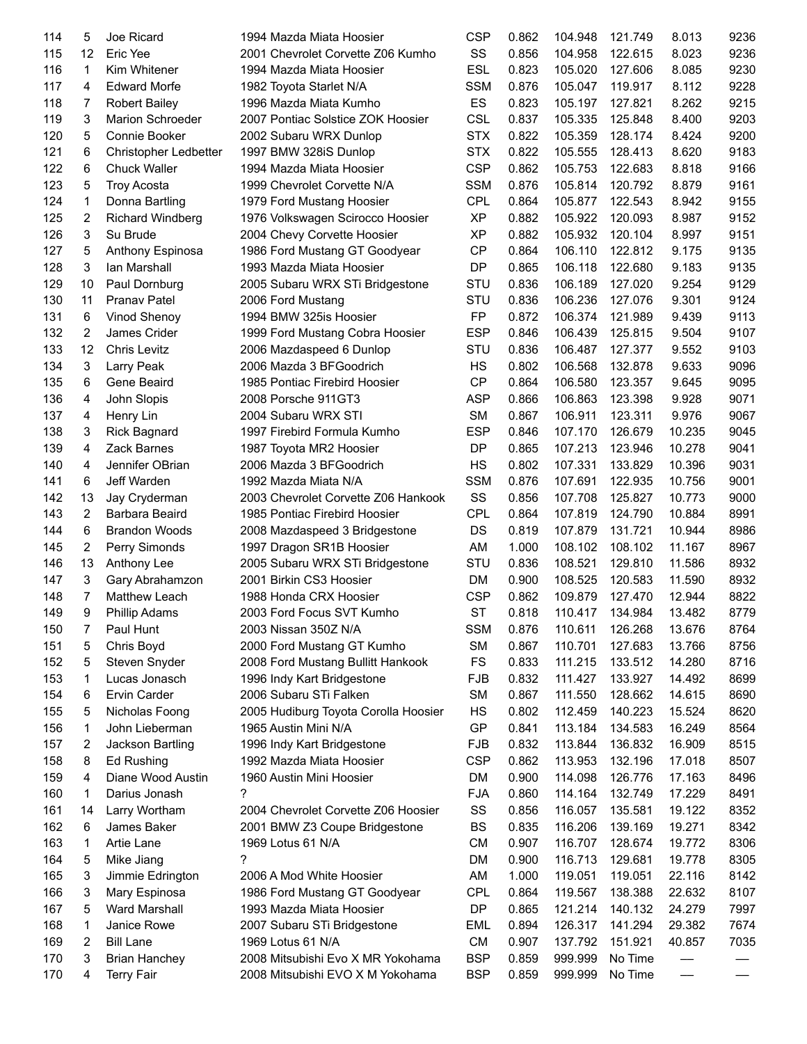| | | | | | | | | | |
|---|---|---|---|---|---|---|---|---|---|
| 114 | 5 | Joe Ricard | 1994 Mazda Miata Hoosier | CSP | 0.862 | 104.948 | 121.749 | 8.013 | 9236 |
| 115 | 12 | Eric Yee | 2001 Chevrolet Corvette Z06 Kumho | SS | 0.856 | 104.958 | 122.615 | 8.023 | 9236 |
| 116 | 1 | Kim Whitener | 1994 Mazda Miata Hoosier | ESL | 0.823 | 105.020 | 127.606 | 8.085 | 9230 |
| 117 | 4 | Edward Morfe | 1982 Toyota Starlet N/A | SSM | 0.876 | 105.047 | 119.917 | 8.112 | 9228 |
| 118 | 7 | Robert Bailey | 1996 Mazda Miata Kumho | ES | 0.823 | 105.197 | 127.821 | 8.262 | 9215 |
| 119 | 3 | Marion Schroeder | 2007 Pontiac Solstice ZOK Hoosier | CSL | 0.837 | 105.335 | 125.848 | 8.400 | 9203 |
| 120 | 5 | Connie Booker | 2002 Subaru WRX Dunlop | STX | 0.822 | 105.359 | 128.174 | 8.424 | 9200 |
| 121 | 6 | Christopher Ledbetter | 1997 BMW 328iS Dunlop | STX | 0.822 | 105.555 | 128.413 | 8.620 | 9183 |
| 122 | 6 | Chuck Waller | 1994 Mazda Miata Hoosier | CSP | 0.862 | 105.753 | 122.683 | 8.818 | 9166 |
| 123 | 5 | Troy Acosta | 1999 Chevrolet Corvette N/A | SSM | 0.876 | 105.814 | 120.792 | 8.879 | 9161 |
| 124 | 1 | Donna Bartling | 1979 Ford Mustang Hoosier | CPL | 0.864 | 105.877 | 122.543 | 8.942 | 9155 |
| 125 | 2 | Richard Windberg | 1976 Volkswagen Scirocco Hoosier | XP | 0.882 | 105.922 | 120.093 | 8.987 | 9152 |
| 126 | 3 | Su Brude | 2004 Chevy Corvette Hoosier | XP | 0.882 | 105.932 | 120.104 | 8.997 | 9151 |
| 127 | 5 | Anthony Espinosa | 1986 Ford Mustang GT Goodyear | CP | 0.864 | 106.110 | 122.812 | 9.175 | 9135 |
| 128 | 3 | Ian Marshall | 1993 Mazda Miata Hoosier | DP | 0.865 | 106.118 | 122.680 | 9.183 | 9135 |
| 129 | 10 | Paul Dornburg | 2005 Subaru WRX STi Bridgestone | STU | 0.836 | 106.189 | 127.020 | 9.254 | 9129 |
| 130 | 11 | Pranav Patel | 2006 Ford Mustang | STU | 0.836 | 106.236 | 127.076 | 9.301 | 9124 |
| 131 | 6 | Vinod Shenoy | 1994 BMW 325is Hoosier | FP | 0.872 | 106.374 | 121.989 | 9.439 | 9113 |
| 132 | 2 | James Crider | 1999 Ford Mustang Cobra Hoosier | ESP | 0.846 | 106.439 | 125.815 | 9.504 | 9107 |
| 133 | 12 | Chris Levitz | 2006 Mazdaspeed 6 Dunlop | STU | 0.836 | 106.487 | 127.377 | 9.552 | 9103 |
| 134 | 3 | Larry Peak | 2006 Mazda 3 BFGoodrich | HS | 0.802 | 106.568 | 132.878 | 9.633 | 9096 |
| 135 | 6 | Gene Beaird | 1985 Pontiac Firebird Hoosier | CP | 0.864 | 106.580 | 123.357 | 9.645 | 9095 |
| 136 | 4 | John Slopis | 2008 Porsche 911GT3 | ASP | 0.866 | 106.863 | 123.398 | 9.928 | 9071 |
| 137 | 4 | Henry Lin | 2004 Subaru WRX STI | SM | 0.867 | 106.911 | 123.311 | 9.976 | 9067 |
| 138 | 3 | Rick Bagnard | 1997 Firebird Formula Kumho | ESP | 0.846 | 107.170 | 126.679 | 10.235 | 9045 |
| 139 | 4 | Zack Barnes | 1987 Toyota MR2 Hoosier | DP | 0.865 | 107.213 | 123.946 | 10.278 | 9041 |
| 140 | 4 | Jennifer OBrian | 2006 Mazda 3 BFGoodrich | HS | 0.802 | 107.331 | 133.829 | 10.396 | 9031 |
| 141 | 6 | Jeff Warden | 1992 Mazda Miata N/A | SSM | 0.876 | 107.691 | 122.935 | 10.756 | 9001 |
| 142 | 13 | Jay Cryderman | 2003 Chevrolet Corvette Z06 Hankook | SS | 0.856 | 107.708 | 125.827 | 10.773 | 9000 |
| 143 | 2 | Barbara Beaird | 1985 Pontiac Firebird Hoosier | CPL | 0.864 | 107.819 | 124.790 | 10.884 | 8991 |
| 144 | 6 | Brandon Woods | 2008 Mazdaspeed 3 Bridgestone | DS | 0.819 | 107.879 | 131.721 | 10.944 | 8986 |
| 145 | 2 | Perry Simonds | 1997 Dragon SR1B Hoosier | AM | 1.000 | 108.102 | 108.102 | 11.167 | 8967 |
| 146 | 13 | Anthony Lee | 2005 Subaru WRX STi Bridgestone | STU | 0.836 | 108.521 | 129.810 | 11.586 | 8932 |
| 147 | 3 | Gary Abrahamzon | 2001 Birkin CS3 Hoosier | DM | 0.900 | 108.525 | 120.583 | 11.590 | 8932 |
| 148 | 7 | Matthew Leach | 1988 Honda CRX Hoosier | CSP | 0.862 | 109.879 | 127.470 | 12.944 | 8822 |
| 149 | 9 | Phillip Adams | 2003 Ford Focus SVT Kumho | ST | 0.818 | 110.417 | 134.984 | 13.482 | 8779 |
| 150 | 7 | Paul Hunt | 2003 Nissan 350Z N/A | SSM | 0.876 | 110.611 | 126.268 | 13.676 | 8764 |
| 151 | 5 | Chris Boyd | 2000 Ford Mustang GT Kumho | SM | 0.867 | 110.701 | 127.683 | 13.766 | 8756 |
| 152 | 5 | Steven Snyder | 2008 Ford Mustang Bullitt Hankook | FS | 0.833 | 111.215 | 133.512 | 14.280 | 8716 |
| 153 | 1 | Lucas Jonasch | 1996 Indy Kart Bridgestone | FJB | 0.832 | 111.427 | 133.927 | 14.492 | 8699 |
| 154 | 6 | Ervin Carder | 2006 Subaru STi Falken | SM | 0.867 | 111.550 | 128.662 | 14.615 | 8690 |
| 155 | 5 | Nicholas Foong | 2005 Hudiburg Toyota Corolla Hoosier | HS | 0.802 | 112.459 | 140.223 | 15.524 | 8620 |
| 156 | 1 | John Lieberman | 1965 Austin Mini N/A | GP | 0.841 | 113.184 | 134.583 | 16.249 | 8564 |
| 157 | 2 | Jackson Bartling | 1996 Indy Kart Bridgestone | FJB | 0.832 | 113.844 | 136.832 | 16.909 | 8515 |
| 158 | 8 | Ed Rushing | 1992 Mazda Miata Hoosier | CSP | 0.862 | 113.953 | 132.196 | 17.018 | 8507 |
| 159 | 4 | Diane Wood Austin | 1960 Austin Mini Hoosier | DM | 0.900 | 114.098 | 126.776 | 17.163 | 8496 |
| 160 | 1 | Darius Jonash | ? | FJA | 0.860 | 114.164 | 132.749 | 17.229 | 8491 |
| 161 | 14 | Larry Wortham | 2004 Chevrolet Corvette Z06 Hoosier | SS | 0.856 | 116.057 | 135.581 | 19.122 | 8352 |
| 162 | 6 | James Baker | 2001 BMW Z3 Coupe Bridgestone | BS | 0.835 | 116.206 | 139.169 | 19.271 | 8342 |
| 163 | 1 | Artie Lane | 1969 Lotus 61 N/A | CM | 0.907 | 116.707 | 128.674 | 19.772 | 8306 |
| 164 | 5 | Mike Jiang | ? | DM | 0.900 | 116.713 | 129.681 | 19.778 | 8305 |
| 165 | 3 | Jimmie Edrington | 2006 A Mod White Hoosier | AM | 1.000 | 119.051 | 119.051 | 22.116 | 8142 |
| 166 | 3 | Mary Espinosa | 1986 Ford Mustang GT Goodyear | CPL | 0.864 | 119.567 | 138.388 | 22.632 | 8107 |
| 167 | 5 | Ward Marshall | 1993 Mazda Miata Hoosier | DP | 0.865 | 121.214 | 140.132 | 24.279 | 7997 |
| 168 | 1 | Janice Rowe | 2007 Subaru STi Bridgestone | EML | 0.894 | 126.317 | 141.294 | 29.382 | 7674 |
| 169 | 2 | Bill Lane | 1969 Lotus 61 N/A | CM | 0.907 | 137.792 | 151.921 | 40.857 | 7035 |
| 170 | 3 | Brian Hanchey | 2008 Mitsubishi Evo X MR Yokohama | BSP | 0.859 | 999.999 | No Time | — | — |
| 170 | 4 | Terry Fair | 2008 Mitsubishi EVO X M Yokohama | BSP | 0.859 | 999.999 | No Time | — | — |